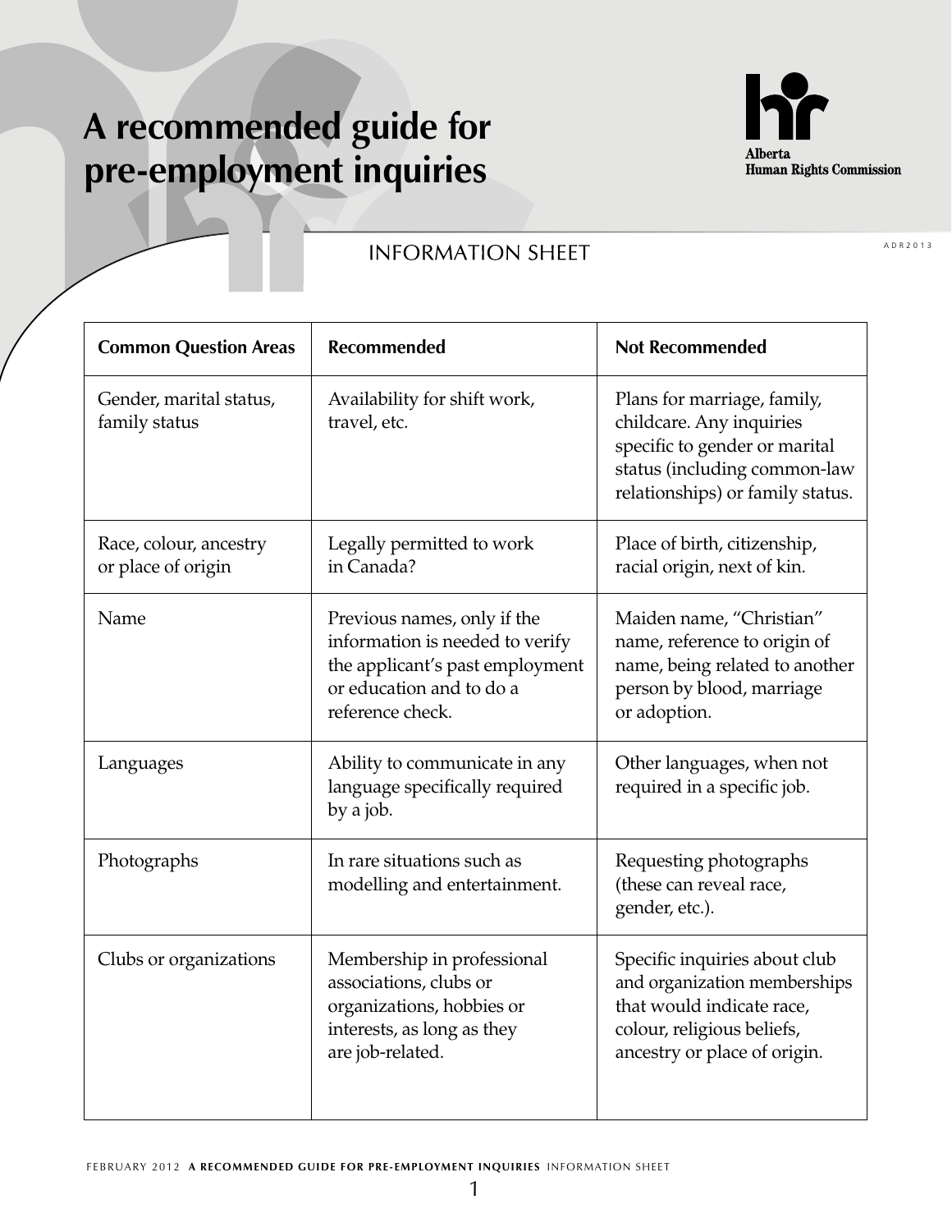# A recommended guide for pre-employment inquiries

Alberta Human Rights Commission

ADR2013

## INFORMATION SHEET

| Common Question Areas | Recommended | Not Recommended |
|---|---|---|
| Gender, marital status, family status | Availability for shift work, travel, etc. | Plans for marriage, family, childcare. Any inquiries specific to gender or marital status (including common-law relationships) or family status. |
| Race, colour, ancestry or place of origin | Legally permitted to work in Canada? | Place of birth, citizenship, racial origin, next of kin. |
| Name | Previous names, only if the information is needed to verify the applicant's past employment or education and to do a reference check. | Maiden name, "Christian" name, reference to origin of name, being related to another person by blood, marriage or adoption. |
| Languages | Ability to communicate in any language specifically required by a job. | Other languages, when not required in a specific job. |
| Photographs | In rare situations such as modelling and entertainment. | Requesting photographs (these can reveal race, gender, etc.). |
| Clubs or organizations | Membership in professional associations, clubs or organizations, hobbies or interests, as long as they are job-related. | Specific inquiries about club and organization memberships that would indicate race, colour, religious beliefs, ancestry or place of origin. |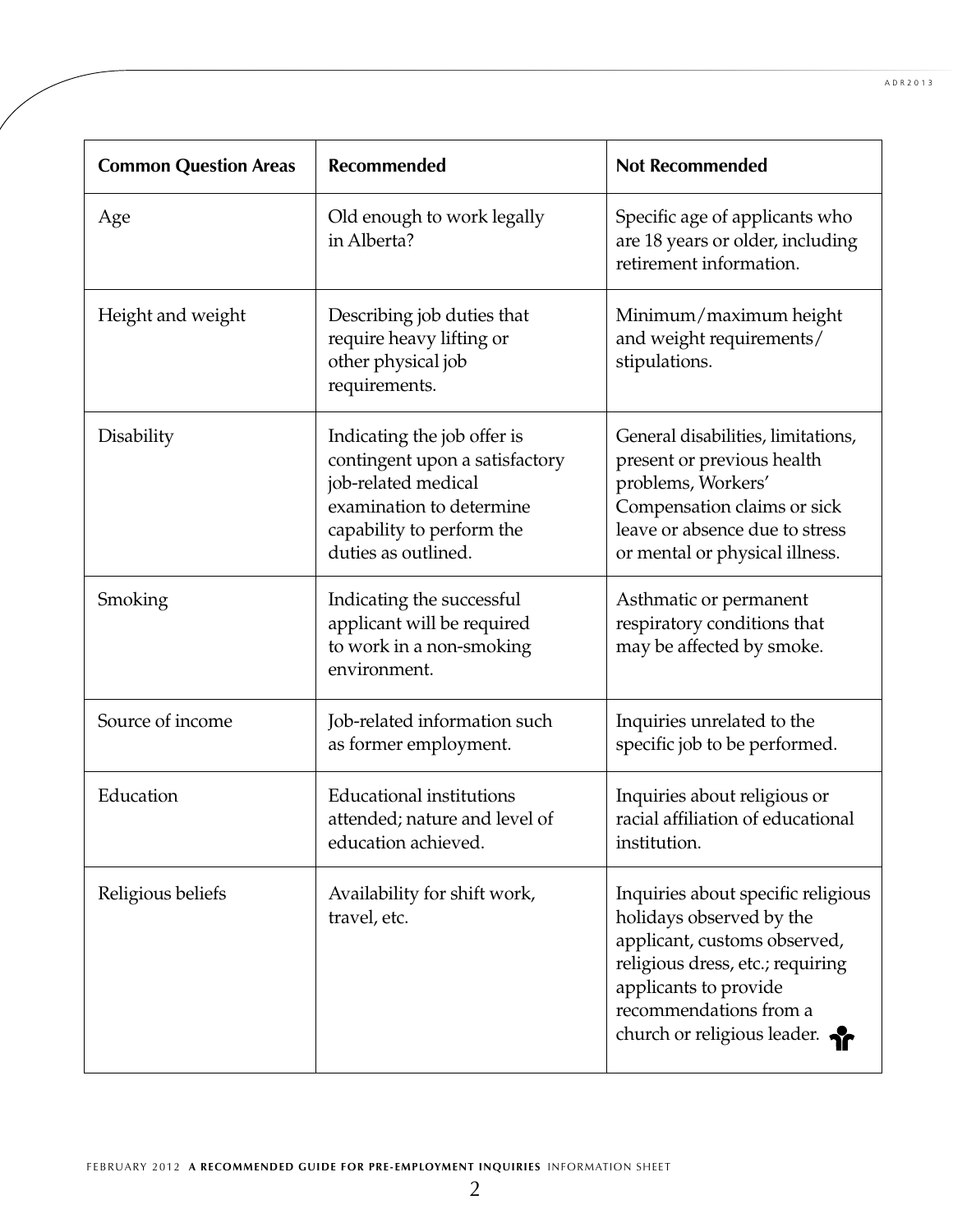| Common Question Areas | Recommended | Not Recommended |
| --- | --- | --- |
| Age | Old enough to work legally in Alberta? | Specific age of applicants who are 18 years or older, including retirement information. |
| Height and weight | Describing job duties that require heavy lifting or other physical job requirements. | Minimum/maximum height and weight requirements/ stipulations. |
| Disability | Indicating the job offer is contingent upon a satisfactory job-related medical examination to determine capability to perform the duties as outlined. | General disabilities, limitations, present or previous health problems, Workers' Compensation claims or sick leave or absence due to stress or mental or physical illness. |
| Smoking | Indicating the successful applicant will be required to work in a non-smoking environment. | Asthmatic or permanent respiratory conditions that may be affected by smoke. |
| Source of income | Job-related information such as former employment. | Inquiries unrelated to the specific job to be performed. |
| Education | Educational institutions attended; nature and level of education achieved. | Inquiries about religious or racial affiliation of educational institution. |
| Religious beliefs | Availability for shift work, travel, etc. | Inquiries about specific religious holidays observed by the applicant, customs observed, religious dress, etc.; requiring applicants to provide recommendations from a church or religious leader. |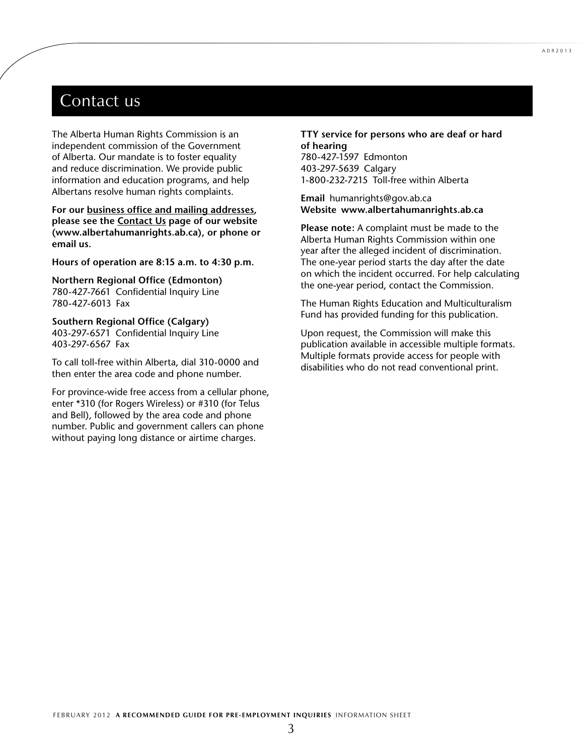# Contact us

The Alberta Human Rights Commission is an independent commission of the Government of Alberta. Our mandate is to foster equality and reduce discrimination. We provide public information and education programs, and help Albertans resolve human rights complaints.

**For our business office and mailing addresses, please see the Contact Us page of our website (www.albertahumanrights.ab.ca), or phone or email us.**

**Hours of operation are 8:15 a.m. to 4:30 p.m.**

**Northern Regional Office (Edmonton)**
780-427-7661 Confidential Inquiry Line
780-427-6013 Fax

**Southern Regional Office (Calgary)**
403-297-6571 Confidential Inquiry Line
403-297-6567 Fax

To call toll-free within Alberta, dial 310-0000 and then enter the area code and phone number.

For province-wide free access from a cellular phone, enter *310 (for Rogers Wireless) or #310 (for Telus and Bell), followed by the area code and phone number. Public and government callers can phone without paying long distance or airtime charges.

**TTY service for persons who are deaf or hard of hearing**
780-427-1597 Edmonton
403-297-5639 Calgary
1-800-232-7215 Toll-free within Alberta

**Email** humanrights@gov.ab.ca
**Website www.albertahumanrights.ab.ca**

**Please note:** A complaint must be made to the Alberta Human Rights Commission within one year after the alleged incident of discrimination. The one-year period starts the day after the date on which the incident occurred. For help calculating the one-year period, contact the Commission.

The Human Rights Education and Multiculturalism Fund has provided funding for this publication.

Upon request, the Commission will make this publication available in accessible multiple formats. Multiple formats provide access for people with disabilities who do not read conventional print.